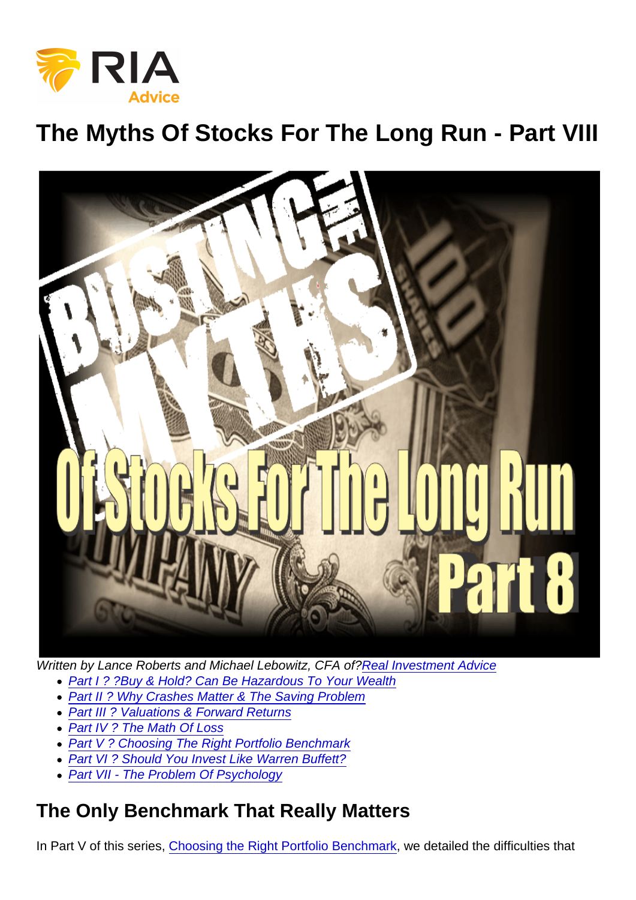# The Myths Of Stocks For The Long Run - Part VIII

Written by Lance Roberts and Michael Lebowitz, CFA of?Real Investment Advice

- Part I ? ?Buy & Hold? Can Be Hazardous To Your Wealth
- Part II ? Why Crashes Matter & The Saving Problem
- Part III ? Valuations & Forward Returns
- Part IV ? The Math Of Loss
- Part V ? Choosing The Right Portfolio Benchmark
- Part VI ? Should You Invest Like Warren Buffett?
- Part VII - The Problem Of Psychology

## The Only Benchmark That Really Matters

In Part V of this series, Choosing the Right Portfolio Benchmark, we detailed the difficulties that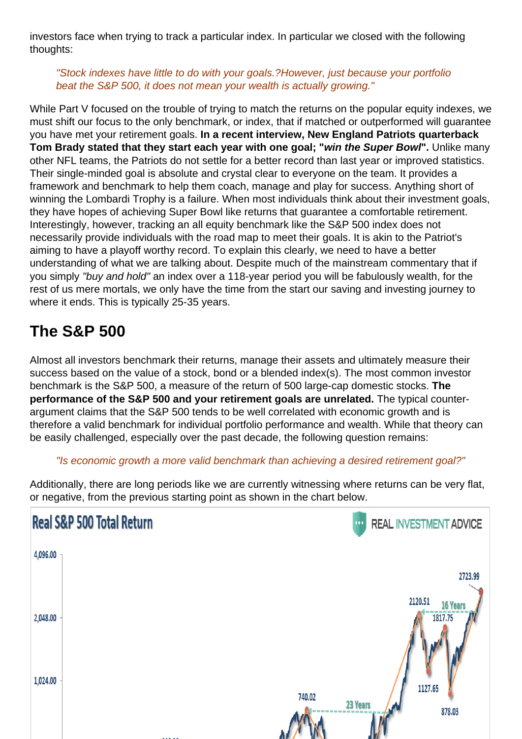investors face when trying to track a particular index. In particular we closed with the following thoughts:

> *"Stock indexes have little to do with your goals.?However, just because your portfolio beat the S&P 500, it does not mean your wealth is actually growing."*

While Part V focused on the trouble of trying to match the returns on the popular equity indexes, we must shift our focus to the only benchmark, or index, that if matched or outperformed will guarantee you have met your retirement goals. **In a recent interview, New England Patriots quarterback Tom Brady stated that they start each year with one goal; "*win the Super Bowl*".** Unlike many other NFL teams, the Patriots do not settle for a better record than last year or improved statistics. Their single-minded goal is absolute and crystal clear to everyone on the team. It provides a framework and benchmark to help them coach, manage and play for success. Anything short of winning the Lombardi Trophy is a failure. When most individuals think about their investment goals, they have hopes of achieving Super Bowl like returns that guarantee a comfortable retirement. Interestingly, however, tracking an all equity benchmark like the S&P 500 index does not necessarily provide individuals with the road map to meet their goals. It is akin to the Patriot's aiming to have a playoff worthy record. To explain this clearly, we need to have a better understanding of what we are talking about. Despite much of the mainstream commentary that if you simply *"buy and hold"* an index over a 118-year period you will be fabulously wealth, for the rest of us mere mortals, we only have the time from the start our saving and investing journey to where it ends. This is typically 25-35 years.

## The S&P 500

Almost all investors benchmark their returns, manage their assets and ultimately measure their success based on the value of a stock, bond or a blended index(s). The most common investor benchmark is the S&P 500, a measure of the return of 500 large-cap domestic stocks. **The performance of the S&P 500 and your retirement goals are unrelated.** The typical counter-argument claims that the S&P 500 tends to be well correlated with economic growth and is therefore a valid benchmark for individual portfolio performance and wealth. While that theory can be easily challenged, especially over the past decade, the following question remains:

> *"Is economic growth a more valid benchmark than achieving a desired retirement goal?"*

Additionally, there are long periods like we are currently witnessing where returns can be very flat, or negative, from the previous starting point as shown in the chart below.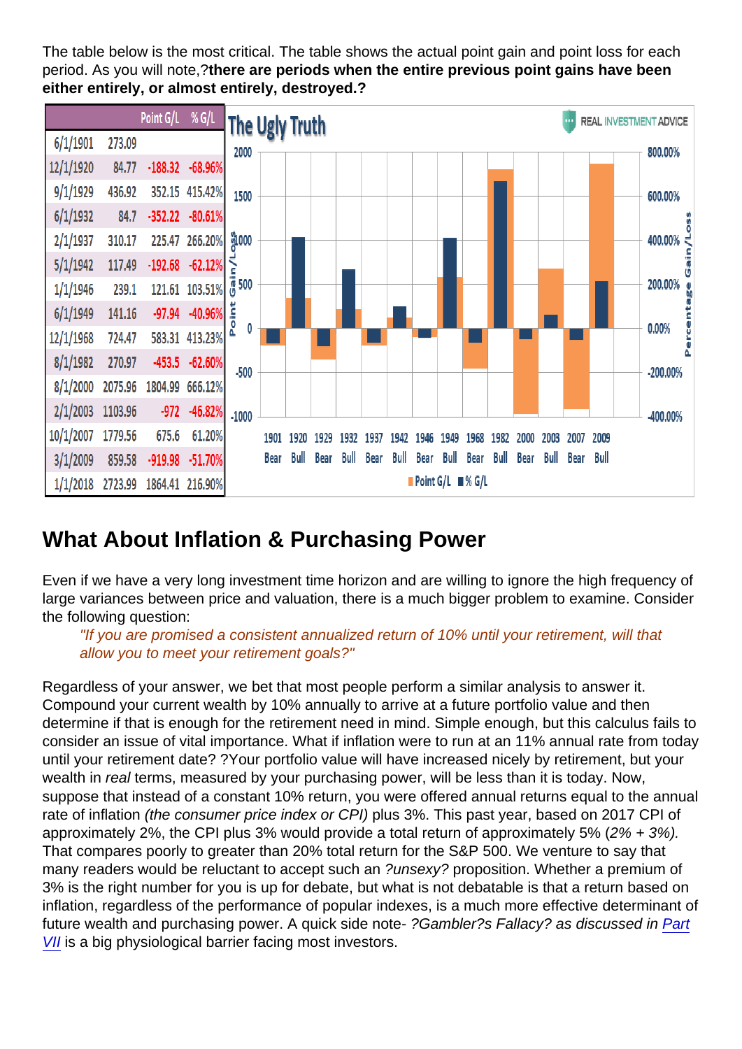The table below is the most critical. The table shows the actual point gain and point loss for each period. As you will note,?**there are periods when the entire previous point gains have been either entirely, or almost entirely, destroyed.?**

| | | Point G/L | % G/L |
|---|---|---|---|
| 6/1/1901 | 273.09 | | |
| 12/1/1920 | 84.77 | -188.32 | -68.96% |
| 9/1/1929 | 436.92 | 352.15 | 415.42% |
| 6/1/1932 | 84.7 | -352.22 | -80.61% |
| 2/1/1937 | 310.17 | 225.47 | 266.20% |
| 5/1/1942 | 117.49 | -192.68 | -62.12% |
| 1/1/1946 | 239.1 | 121.61 | 103.51% |
| 6/1/1949 | 141.16 | -97.94 | -40.96% |
| 12/1/1968 | 724.47 | 583.31 | 413.23% |
| 8/1/1982 | 270.97 | -453.5 | -62.60% |
| 8/1/2000 | 2075.96 | 1804.99 | 666.12% |
| 2/1/2003 | 1103.96 | -972 | -46.82% |
| 10/1/2007 | 1779.56 | 675.6 | 61.20% |
| 3/1/2009 | 859.58 | -919.98 | -51.70% |
| 1/1/2018 | 2723.99 | 1864.41 | 216.90% |

## What About Inflation & Purchasing Power

Even if we have a very long investment time horizon and are willing to ignore the high frequency of large variances between price and valuation, there is a much bigger problem to examine. Consider the following question:

> *"If you are promised a consistent annualized return of 10% until your retirement, will that allow you to meet your retirement goals?"*

Regardless of your answer, we bet that most people perform a similar analysis to answer it. Compound your current wealth by 10% annually to arrive at a future portfolio value and then determine if that is enough for the retirement need in mind. Simple enough, but this calculus fails to consider an issue of vital importance. What if inflation were to run at an 11% annual rate from today until your retirement date? ?Your portfolio value will have increased nicely by retirement, but your wealth in *real* terms, measured by your purchasing power, will be less than it is today. Now, suppose that instead of a constant 10% return, you were offered annual returns equal to the annual rate of inflation *(the consumer price index or CPI)* plus 3%. This past year, based on 2017 CPI of approximately 2%, the CPI plus 3% would provide a total return of approximately 5% *(2% + 3%).* That compares poorly to greater than 20% total return for the S&P 500. We venture to say that many readers would be reluctant to accept such an *?unsexy?* proposition. Whether a premium of 3% is the right number for you is up for debate, but what is not debatable is that a return based on inflation, regardless of the performance of popular indexes, is a much more effective determinant of future wealth and purchasing power. A quick side note- *?Gambler?s Fallacy? as discussed in* Part VII is a big physiological barrier facing most investors.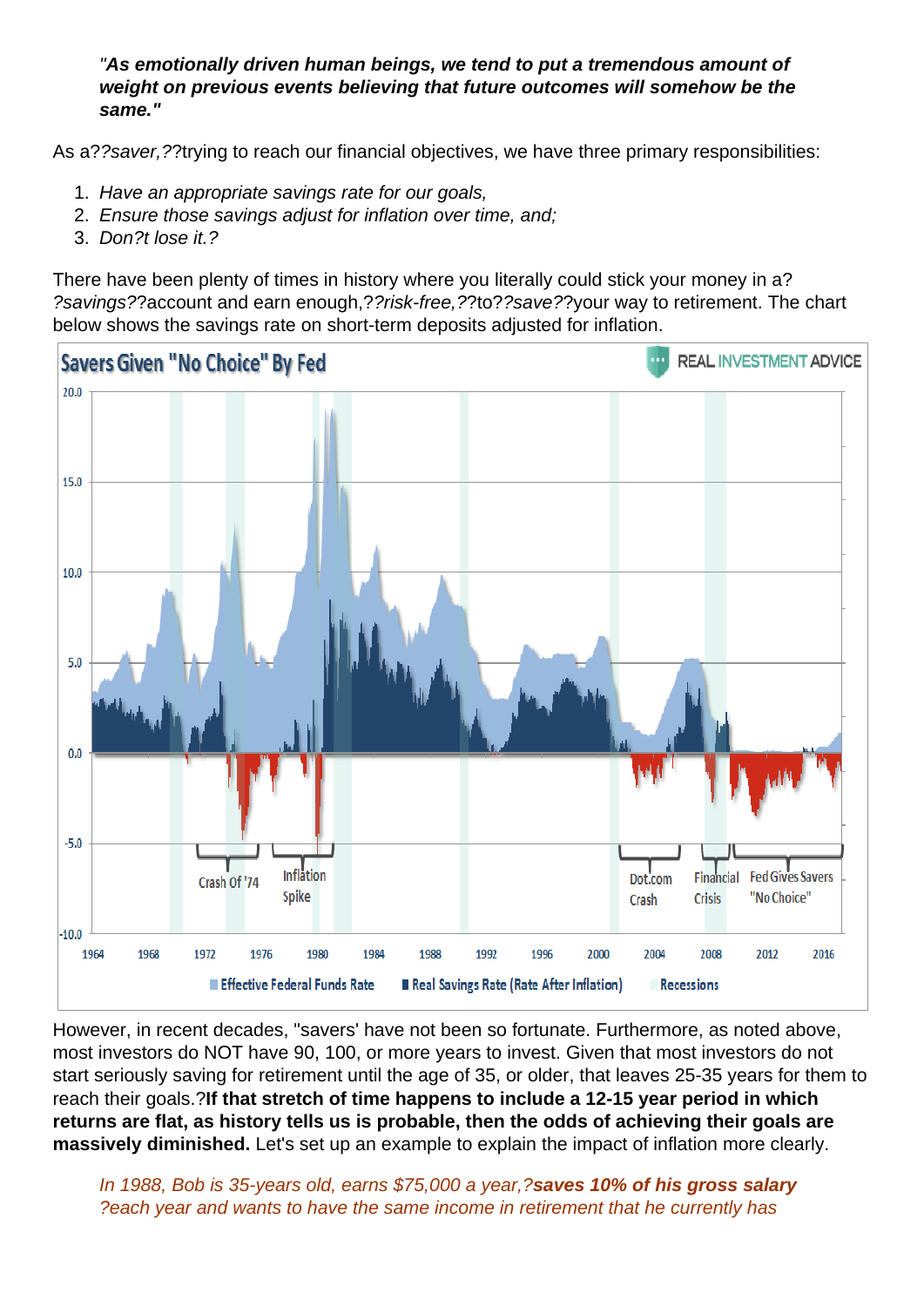> *"As emotionally driven human beings, we tend to put a tremendous amount of weight on previous events believing that future outcomes will somehow be the same."*

As a??*saver,*??trying to reach our financial objectives, we have three primary responsibilities:

1. *Have an appropriate savings rate for our goals,*
2. *Ensure those savings adjust for inflation over time, and;*
3. *Don?t lose it.?*

There have been plenty of times in history where you literally could stick your money in a? ?*savings*??account and earn enough,??*risk-free,*??to??*save*??your way to retirement. The chart below shows the savings rate on short-term deposits adjusted for inflation.

However, in recent decades, "savers' have not been so fortunate. Furthermore, as noted above, most investors do NOT have 90, 100, or more years to invest. Given that most investors do not start seriously saving for retirement until the age of 35, or older, that leaves 25-35 years for them to reach their goals.?**If that stretch of time happens to include a 12-15 year period in which returns are flat, as history tells us is probable, then the odds of achieving their goals are massively diminished.** Let's set up an example to explain the impact of inflation more clearly.

> *In 1988, Bob is 35-years old, earns $75,000 a year,?**saves 10% of his gross salary** ?each year and wants to have the same income in retirement that he currently has*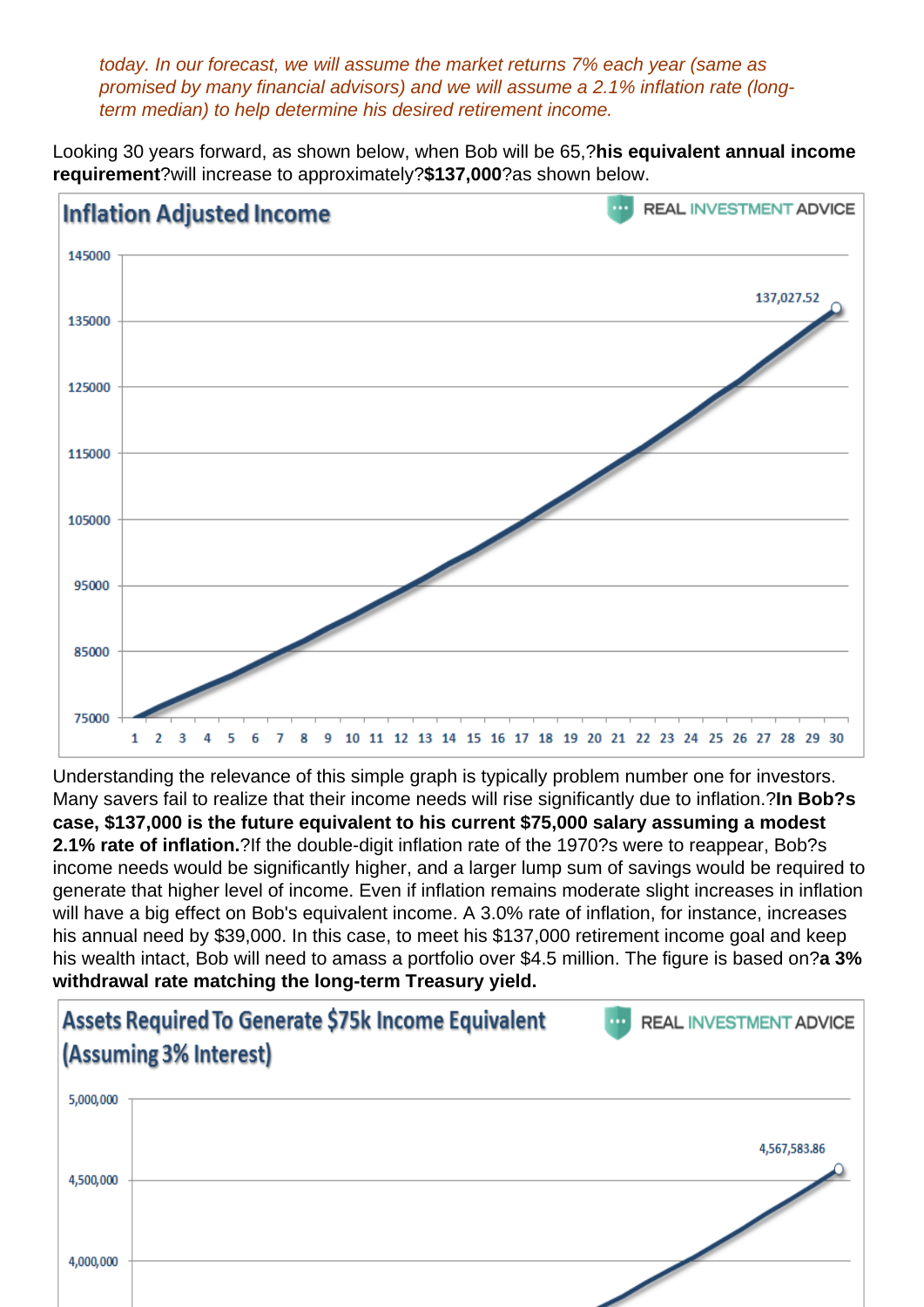*today. In our forecast, we will assume the market returns 7% each year (same as promised by many financial advisors) and we will assume a 2.1% inflation rate (long-term median) to help determine his desired retirement income.*

Looking 30 years forward, as shown below, when Bob will be 65,?**his equivalent annual income requirement**?will increase to approximately?**$137,000**?as shown below.

Understanding the relevance of this simple graph is typically problem number one for investors. Many savers fail to realize that their income needs will rise significantly due to inflation.?**In Bob?s case, $137,000 is the future equivalent to his current $75,000 salary assuming a modest 2.1% rate of inflation.**?If the double-digit inflation rate of the 1970?s were to reappear, Bob?s income needs would be significantly higher, and a larger lump sum of savings would be required to generate that higher level of income. Even if inflation remains moderate slight increases in inflation will have a big effect on Bob's equivalent income. A 3.0% rate of inflation, for instance, increases his annual need by $39,000. In this case, to meet his $137,000 retirement income goal and keep his wealth intact, Bob will need to amass a portfolio over $4.5 million. The figure is based on?**a 3% withdrawal rate matching the long-term Treasury yield.**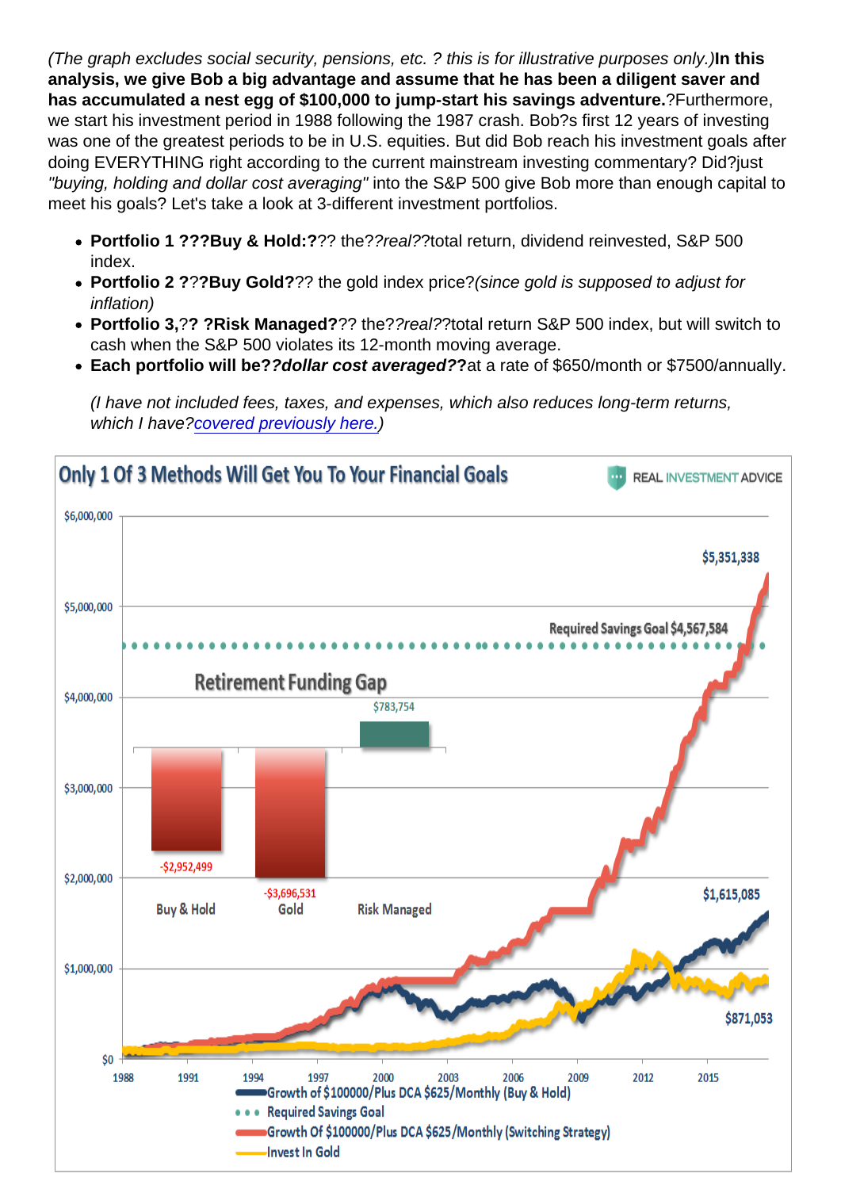*(The graph excludes social security, pensions, etc. ? this is for illustrative purposes only.)* **In this analysis, we give Bob a big advantage and assume that he has been a diligent saver and has accumulated a nest egg of $100,000 to jump-start his savings adventure.** ?Furthermore, we start his investment period in 1988 following the 1987 crash. Bob?s first 12 years of investing was one of the greatest periods to be in U.S. equities. But did Bob reach his investment goals after doing EVERYTHING right according to the current mainstream investing commentary? Did?just *"buying, holding and dollar cost averaging"* into the S&P 500 give Bob more than enough capital to meet his goals? Let's take a look at 3-different investment portfolios.

- **Portfolio 1 ???Buy & Hold:?**?? the??*real*??total return, dividend reinvested, S&P 500 index.
- **Portfolio 2 ?**??**Buy Gold?**?? the gold index price?*(since gold is supposed to adjust for inflation)*
- **Portfolio 3,**??** ?Risk Managed?**?? the??*real*??total return S&P 500 index, but will switch to cash when the S&P 500 violates its 12-month moving average.
- **Each portfolio will be??*dollar cost averaged*??**at a rate of $650/month or $7500/annually.

  *(I have not included fees, taxes, and expenses, which also reduces long-term returns, which I have?[covered previously here.](#))*

**Only 1 Of 3 Methods Will Get You To Your Financial Goals** — REAL INVESTMENT ADVICE

Retirement Funding Gap: Buy & Hold -$2,952,499; Gold -$3,696,531; Risk Managed $783,754

Required Savings Goal $4,567,584; $5,351,338; $1,615,085; $871,053

- Growth of $100000/Plus DCA $625/Monthly (Buy & Hold)
- Required Savings Goal
- Growth Of $100000/Plus DCA $625/Monthly (Switching Strategy)
- Invest In Gold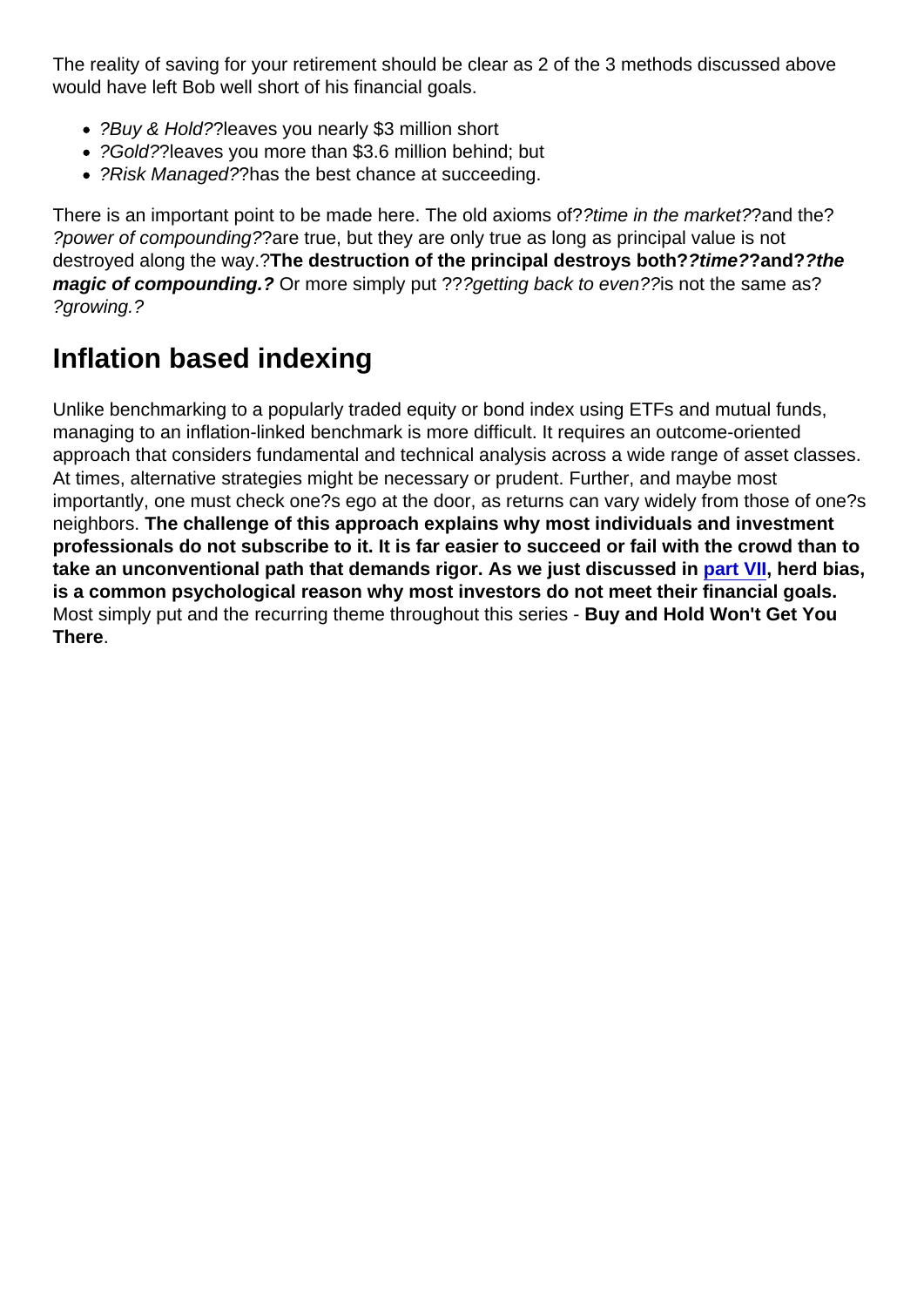The reality of saving for your retirement should be clear as 2 of the 3 methods discussed above would have left Bob well short of his financial goals.

- *?Buy & Hold??* leaves you nearly $3 million short
- *?Gold??* leaves you more than $3.6 million behind; but
- *?Risk Managed??* has the best chance at succeeding.

There is an important point to be made here. The old axioms of? *?time in the market??* and the? *?power of compounding??* are true, but they are only true as long as principal value is not destroyed along the way.? **The destruction of the principal destroys both? *?time??* and? *?the magic of compounding.?*** Or more simply put ?? *?getting back to even??* is not the same as? *?growing.?*

## Inflation based indexing

Unlike benchmarking to a popularly traded equity or bond index using ETFs and mutual funds, managing to an inflation-linked benchmark is more difficult. It requires an outcome-oriented approach that considers fundamental and technical analysis across a wide range of asset classes. At times, alternative strategies might be necessary or prudent. Further, and maybe most importantly, one must check one?s ego at the door, as returns can vary widely from those of one?s neighbors. **The challenge of this approach explains why most individuals and investment professionals do not subscribe to it. It is far easier to succeed or fail with the crowd than to take an unconventional path that demands rigor. As we just discussed in part VII, herd bias, is a common psychological reason why most investors do not meet their financial goals.** Most simply put and the recurring theme throughout this series - **Buy and Hold Won't Get You There**.